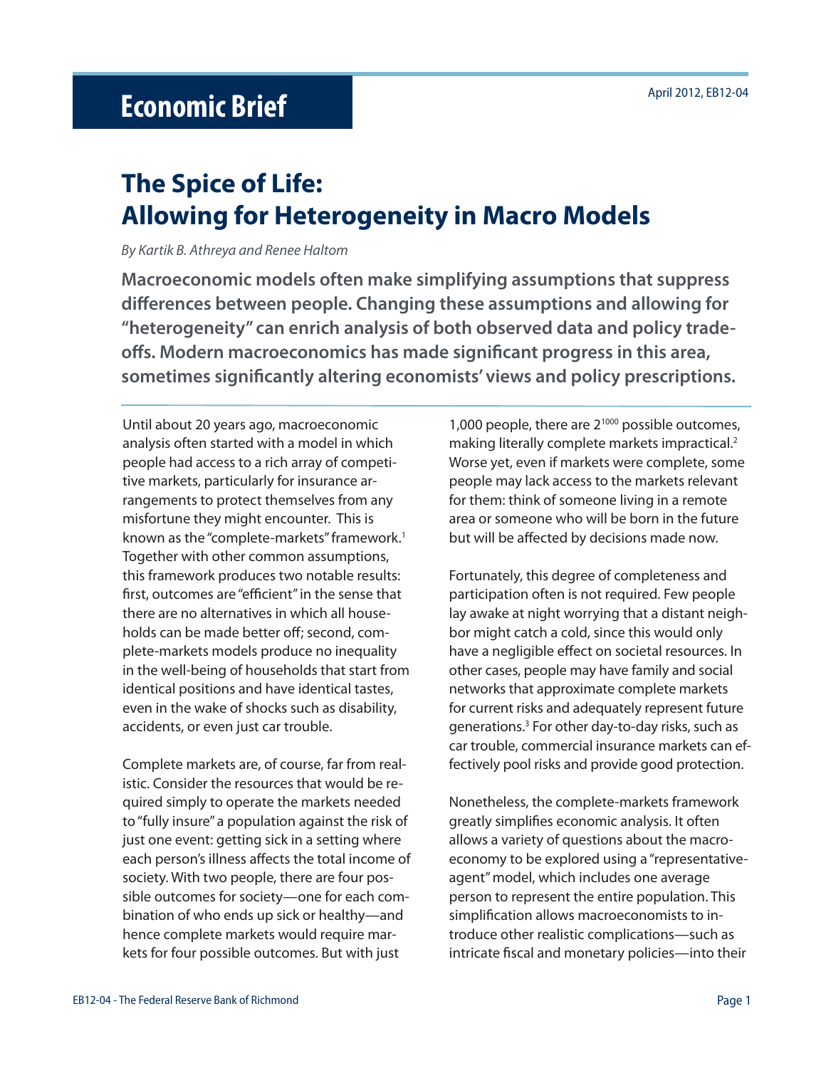# Economic Brief

April 2012, EB12-04

## The Spice of Life: Allowing for Heterogeneity in Macro Models

*By Kartik B. Athreya and Renee Haltom*

**Macroeconomic models often make simplifying assumptions that suppress differences between people. Changing these assumptions and allowing for "heterogeneity" can enrich analysis of both observed data and policy trade-offs. Modern macroeconomics has made significant progress in this area, sometimes significantly altering economists' views and policy prescriptions.**

Until about 20 years ago, macroeconomic analysis often started with a model in which people had access to a rich array of competitive markets, particularly for insurance arrangements to protect themselves from any misfortune they might encounter. This is known as the "complete-markets" framework.[1] Together with other common assumptions, this framework produces two notable results: first, outcomes are "efficient" in the sense that there are no alternatives in which all households can be made better off; second, complete-markets models produce no inequality in the well-being of households that start from identical positions and have identical tastes, even in the wake of shocks such as disability, accidents, or even just car trouble.

Complete markets are, of course, far from realistic. Consider the resources that would be required simply to operate the markets needed to "fully insure" a population against the risk of just one event: getting sick in a setting where each person's illness affects the total income of society. With two people, there are four possible outcomes for society—one for each combination of who ends up sick or healthy—and hence complete markets would require markets for four possible outcomes. But with just 1,000 people, there are $2^{1000}$ possible outcomes, making literally complete markets impractical.[2] Worse yet, even if markets were complete, some people may lack access to the markets relevant for them: think of someone living in a remote area or someone who will be born in the future but will be affected by decisions made now.

Fortunately, this degree of completeness and participation often is not required. Few people lay awake at night worrying that a distant neighbor might catch a cold, since this would only have a negligible effect on societal resources. In other cases, people may have family and social networks that approximate complete markets for current risks and adequately represent future generations.[3] For other day-to-day risks, such as car trouble, commercial insurance markets can effectively pool risks and provide good protection.

Nonetheless, the complete-markets framework greatly simplifies economic analysis. It often allows a variety of questions about the macroeconomy to be explored using a "representative-agent" model, which includes one average person to represent the entire population. This simplification allows macroeconomists to introduce other realistic complications—such as intricate fiscal and monetary policies—into their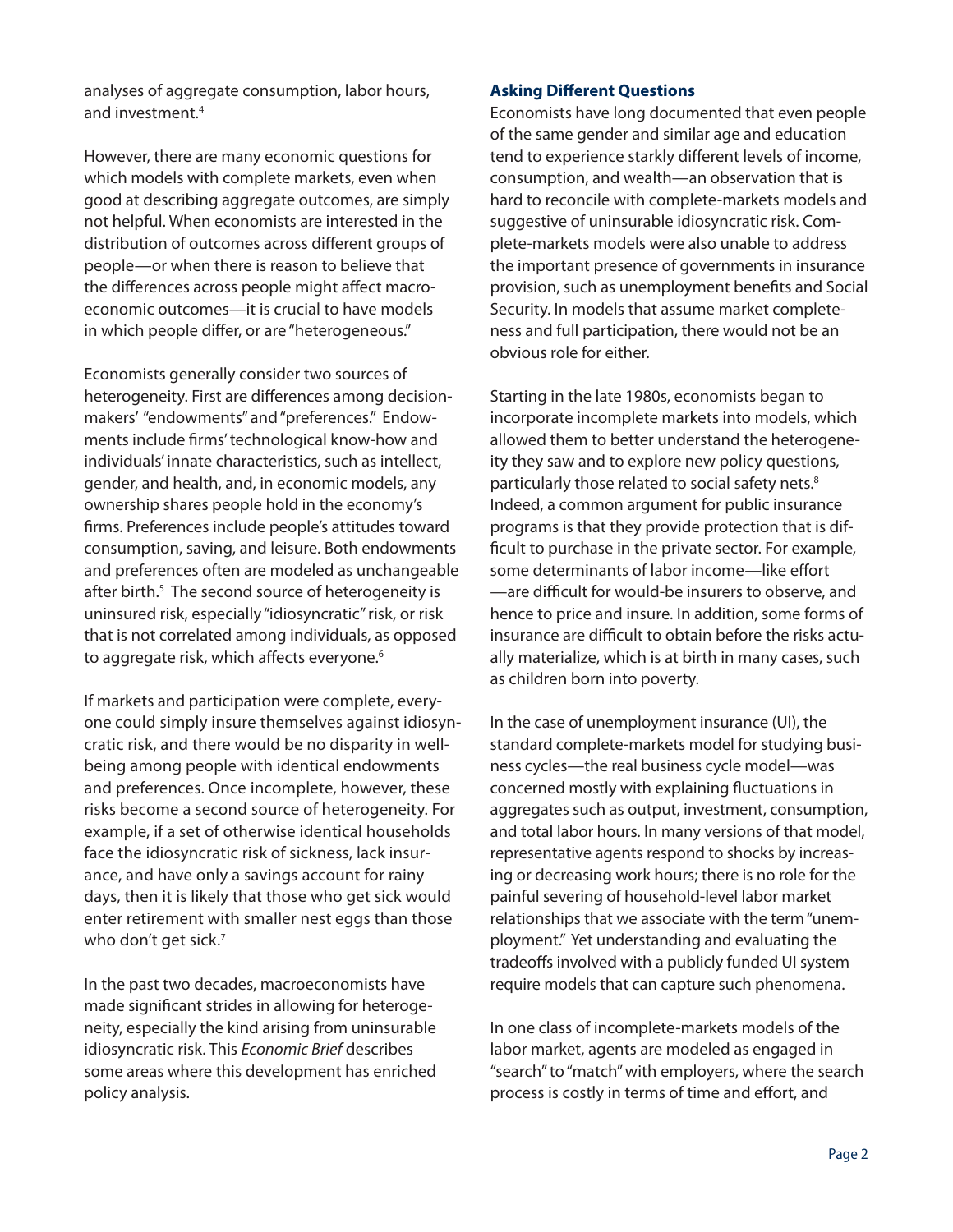analyses of aggregate consumption, labor hours, and investment.[4]

However, there are many economic questions for which models with complete markets, even when good at describing aggregate outcomes, are simply not helpful. When economists are interested in the distribution of outcomes across different groups of people—or when there is reason to believe that the differences across people might affect macroeconomic outcomes—it is crucial to have models in which people differ, or are "heterogeneous."

Economists generally consider two sources of heterogeneity. First are differences among decision-makers' "endowments" and "preferences." Endowments include firms' technological know-how and individuals' innate characteristics, such as intellect, gender, and health, and, in economic models, any ownership shares people hold in the economy's firms. Preferences include people's attitudes toward consumption, saving, and leisure. Both endowments and preferences often are modeled as unchangeable after birth.[5] The second source of heterogeneity is uninsured risk, especially "idiosyncratic" risk, or risk that is not correlated among individuals, as opposed to aggregate risk, which affects everyone.[6]

If markets and participation were complete, everyone could simply insure themselves against idiosyncratic risk, and there would be no disparity in well-being among people with identical endowments and preferences. Once incomplete, however, these risks become a second source of heterogeneity. For example, if a set of otherwise identical households face the idiosyncratic risk of sickness, lack insurance, and have only a savings account for rainy days, then it is likely that those who get sick would enter retirement with smaller nest eggs than those who don't get sick.[7]

In the past two decades, macroeconomists have made significant strides in allowing for heterogeneity, especially the kind arising from uninsurable idiosyncratic risk. This *Economic Brief* describes some areas where this development has enriched policy analysis.

### Asking Different Questions

Economists have long documented that even people of the same gender and similar age and education tend to experience starkly different levels of income, consumption, and wealth—an observation that is hard to reconcile with complete-markets models and suggestive of uninsurable idiosyncratic risk. Complete-markets models were also unable to address the important presence of governments in insurance provision, such as unemployment benefits and Social Security. In models that assume market completeness and full participation, there would not be an obvious role for either.

Starting in the late 1980s, economists began to incorporate incomplete markets into models, which allowed them to better understand the heterogeneity they saw and to explore new policy questions, particularly those related to social safety nets.[8] Indeed, a common argument for public insurance programs is that they provide protection that is difficult to purchase in the private sector. For example, some determinants of labor income—like effort—are difficult for would-be insurers to observe, and hence to price and insure. In addition, some forms of insurance are difficult to obtain before the risks actually materialize, which is at birth in many cases, such as children born into poverty.

In the case of unemployment insurance (UI), the standard complete-markets model for studying business cycles—the real business cycle model—was concerned mostly with explaining fluctuations in aggregates such as output, investment, consumption, and total labor hours. In many versions of that model, representative agents respond to shocks by increasing or decreasing work hours; there is no role for the painful severing of household-level labor market relationships that we associate with the term "unemployment." Yet understanding and evaluating the tradeoffs involved with a publicly funded UI system require models that can capture such phenomena.

In one class of incomplete-markets models of the labor market, agents are modeled as engaged in "search" to "match" with employers, where the search process is costly in terms of time and effort, and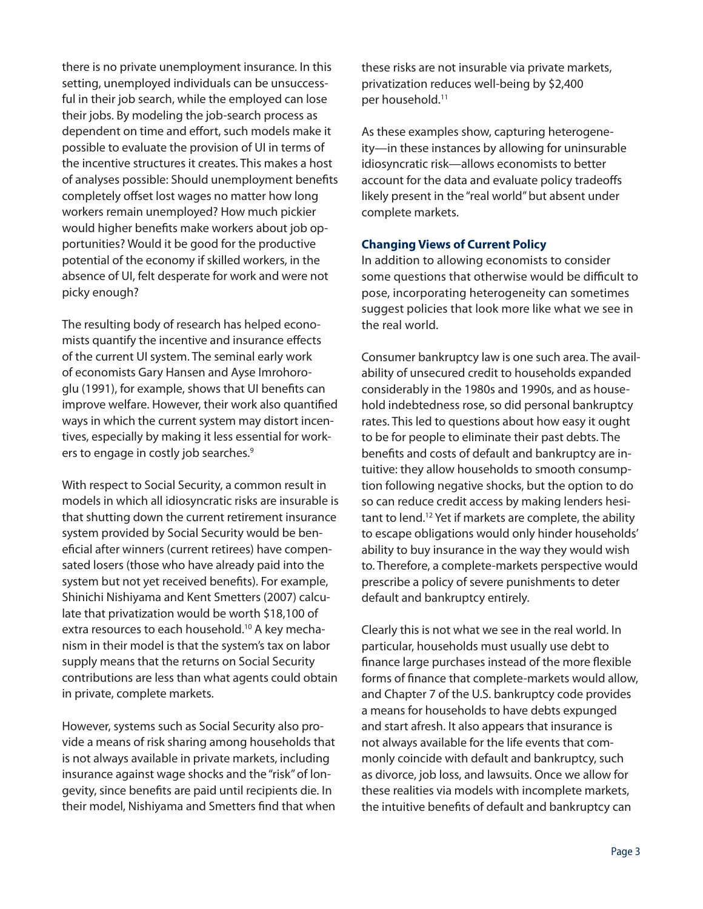there is no private unemployment insurance. In this setting, unemployed individuals can be unsuccessful in their job search, while the employed can lose their jobs. By modeling the job-search process as dependent on time and effort, such models make it possible to evaluate the provision of UI in terms of the incentive structures it creates. This makes a host of analyses possible: Should unemployment benefits completely offset lost wages no matter how long workers remain unemployed? How much pickier would higher benefits make workers about job opportunities? Would it be good for the productive potential of the economy if skilled workers, in the absence of UI, felt desperate for work and were not picky enough?

The resulting body of research has helped economists quantify the incentive and insurance effects of the current UI system. The seminal early work of economists Gary Hansen and Ayse Imrohoroglu (1991), for example, shows that UI benefits can improve welfare. However, their work also quantified ways in which the current system may distort incentives, especially by making it less essential for workers to engage in costly job searches.[9]

With respect to Social Security, a common result in models in which all idiosyncratic risks are insurable is that shutting down the current retirement insurance system provided by Social Security would be beneficial after winners (current retirees) have compensated losers (those who have already paid into the system but not yet received benefits). For example, Shinichi Nishiyama and Kent Smetters (2007) calculate that privatization would be worth $18,100 of extra resources to each household.[10] A key mechanism in their model is that the system's tax on labor supply means that the returns on Social Security contributions are less than what agents could obtain in private, complete markets.

However, systems such as Social Security also provide a means of risk sharing among households that is not always available in private markets, including insurance against wage shocks and the "risk" of longevity, since benefits are paid until recipients die. In their model, Nishiyama and Smetters find that when these risks are not insurable via private markets, privatization reduces well-being by $2,400 per household.[11]

As these examples show, capturing heterogeneity—in these instances by allowing for uninsurable idiosyncratic risk—allows economists to better account for the data and evaluate policy tradeoffs likely present in the "real world" but absent under complete markets.

### Changing Views of Current Policy

In addition to allowing economists to consider some questions that otherwise would be difficult to pose, incorporating heterogeneity can sometimes suggest policies that look more like what we see in the real world.

Consumer bankruptcy law is one such area. The availability of unsecured credit to households expanded considerably in the 1980s and 1990s, and as household indebtedness rose, so did personal bankruptcy rates. This led to questions about how easy it ought to be for people to eliminate their past debts. The benefits and costs of default and bankruptcy are intuitive: they allow households to smooth consumption following negative shocks, but the option to do so can reduce credit access by making lenders hesitant to lend.[12] Yet if markets are complete, the ability to escape obligations would only hinder households' ability to buy insurance in the way they would wish to. Therefore, a complete-markets perspective would prescribe a policy of severe punishments to deter default and bankruptcy entirely.

Clearly this is not what we see in the real world. In particular, households must usually use debt to finance large purchases instead of the more flexible forms of finance that complete-markets would allow, and Chapter 7 of the U.S. bankruptcy code provides a means for households to have debts expunged and start afresh. It also appears that insurance is not always available for the life events that commonly coincide with default and bankruptcy, such as divorce, job loss, and lawsuits. Once we allow for these realities via models with incomplete markets, the intuitive benefits of default and bankruptcy can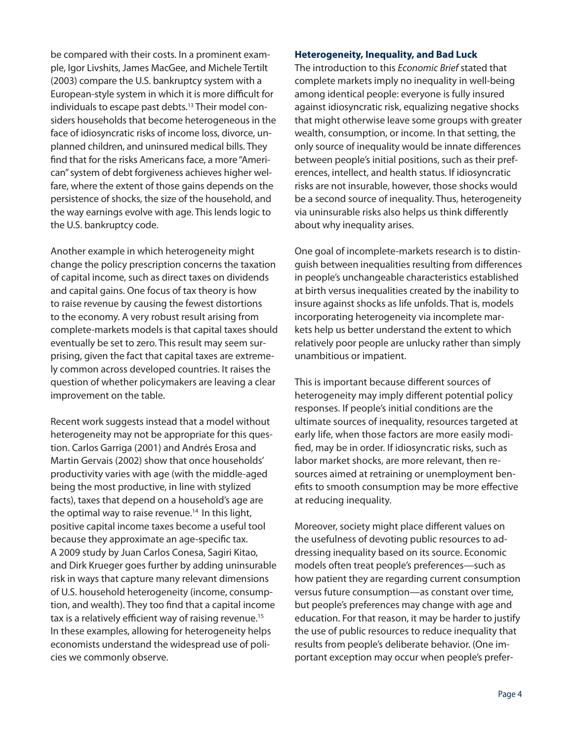be compared with their costs. In a prominent example, Igor Livshits, James MacGee, and Michele Tertilt (2003) compare the U.S. bankruptcy system with a European-style system in which it is more difficult for individuals to escape past debts.[13] Their model considers households that become heterogeneous in the face of idiosyncratic risks of income loss, divorce, unplanned children, and uninsured medical bills. They find that for the risks Americans face, a more "American" system of debt forgiveness achieves higher welfare, where the extent of those gains depends on the persistence of shocks, the size of the household, and the way earnings evolve with age. This lends logic to the U.S. bankruptcy code.

Another example in which heterogeneity might change the policy prescription concerns the taxation of capital income, such as direct taxes on dividends and capital gains. One focus of tax theory is how to raise revenue by causing the fewest distortions to the economy. A very robust result arising from complete-markets models is that capital taxes should eventually be set to zero. This result may seem surprising, given the fact that capital taxes are extremely common across developed countries. It raises the question of whether policymakers are leaving a clear improvement on the table.

Recent work suggests instead that a model without heterogeneity may not be appropriate for this question. Carlos Garriga (2001) and Andrés Erosa and Martin Gervais (2002) show that once households' productivity varies with age (with the middle-aged being the most productive, in line with stylized facts), taxes that depend on a household's age are the optimal way to raise revenue.[14] In this light, positive capital income taxes become a useful tool because they approximate an age-specific tax. A 2009 study by Juan Carlos Conesa, Sagiri Kitao, and Dirk Krueger goes further by adding uninsurable risk in ways that capture many relevant dimensions of U.S. household heterogeneity (income, consumption, and wealth). They too find that a capital income tax is a relatively efficient way of raising revenue.[15] In these examples, allowing for heterogeneity helps economists understand the widespread use of policies we commonly observe.

## Heterogeneity, Inequality, and Bad Luck

The introduction to this *Economic Brief* stated that complete markets imply no inequality in well-being among identical people: everyone is fully insured against idiosyncratic risk, equalizing negative shocks that might otherwise leave some groups with greater wealth, consumption, or income. In that setting, the only source of inequality would be innate differences between people's initial positions, such as their preferences, intellect, and health status. If idiosyncratic risks are not insurable, however, those shocks would be a second source of inequality. Thus, heterogeneity via uninsurable risks also helps us think differently about why inequality arises.

One goal of incomplete-markets research is to distinguish between inequalities resulting from differences in people's unchangeable characteristics established at birth versus inequalities created by the inability to insure against shocks as life unfolds. That is, models incorporating heterogeneity via incomplete markets help us better understand the extent to which relatively poor people are unlucky rather than simply unambitious or impatient.

This is important because different sources of heterogeneity may imply different potential policy responses. If people's initial conditions are the ultimate sources of inequality, resources targeted at early life, when those factors are more easily modified, may be in order. If idiosyncratic risks, such as labor market shocks, are more relevant, then resources aimed at retraining or unemployment benefits to smooth consumption may be more effective at reducing inequality.

Moreover, society might place different values on the usefulness of devoting public resources to addressing inequality based on its source. Economic models often treat people's preferences—such as how patient they are regarding current consumption versus future consumption—as constant over time, but people's preferences may change with age and education. For that reason, it may be harder to justify the use of public resources to reduce inequality that results from people's deliberate behavior. (One important exception may occur when people's prefer-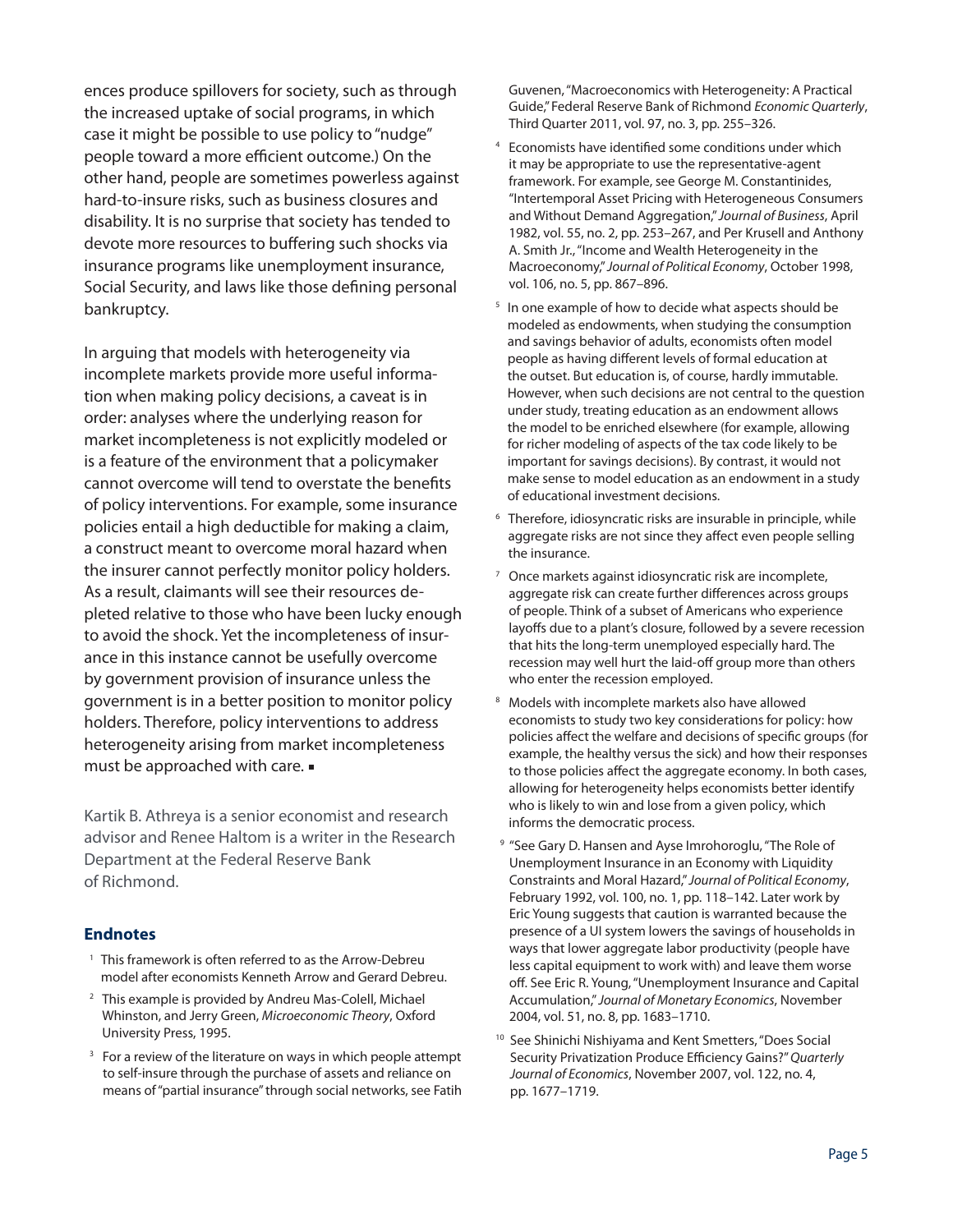ences produce spillovers for society, such as through the increased uptake of social programs, in which case it might be possible to use policy to "nudge" people toward a more efficient outcome.) On the other hand, people are sometimes powerless against hard-to-insure risks, such as business closures and disability. It is no surprise that society has tended to devote more resources to buffering such shocks via insurance programs like unemployment insurance, Social Security, and laws like those defining personal bankruptcy.

In arguing that models with heterogeneity via incomplete markets provide more useful information when making policy decisions, a caveat is in order: analyses where the underlying reason for market incompleteness is not explicitly modeled or is a feature of the environment that a policymaker cannot overcome will tend to overstate the benefits of policy interventions. For example, some insurance policies entail a high deductible for making a claim, a construct meant to overcome moral hazard when the insurer cannot perfectly monitor policy holders. As a result, claimants will see their resources depleted relative to those who have been lucky enough to avoid the shock. Yet the incompleteness of insurance in this instance cannot be usefully overcome by government provision of insurance unless the government is in a better position to monitor policy holders. Therefore, policy interventions to address heterogeneity arising from market incompleteness must be approached with care. ▪

Kartik B. Athreya is a senior economist and research advisor and Renee Haltom is a writer in the Research Department at the Federal Reserve Bank of Richmond.

## Endnotes

1. This framework is often referred to as the Arrow-Debreu model after economists Kenneth Arrow and Gerard Debreu.
2. This example is provided by Andreu Mas-Colell, Michael Whinston, and Jerry Green, *Microeconomic Theory*, Oxford University Press, 1995.
3. For a review of the literature on ways in which people attempt to self-insure through the purchase of assets and reliance on means of "partial insurance" through social networks, see Fatih Guvenen, "Macroeconomics with Heterogeneity: A Practical Guide," Federal Reserve Bank of Richmond *Economic Quarterly*, Third Quarter 2011, vol. 97, no. 3, pp. 255–326.
4. Economists have identified some conditions under which it may be appropriate to use the representative-agent framework. For example, see George M. Constantinides, "Intertemporal Asset Pricing with Heterogeneous Consumers and Without Demand Aggregation," *Journal of Business*, April 1982, vol. 55, no. 2, pp. 253–267, and Per Krusell and Anthony A. Smith Jr., "Income and Wealth Heterogeneity in the Macroeconomy," *Journal of Political Economy*, October 1998, vol. 106, no. 5, pp. 867–896.
5. In one example of how to decide what aspects should be modeled as endowments, when studying the consumption and savings behavior of adults, economists often model people as having different levels of formal education at the outset. But education is, of course, hardly immutable. However, when such decisions are not central to the question under study, treating education as an endowment allows the model to be enriched elsewhere (for example, allowing for richer modeling of aspects of the tax code likely to be important for savings decisions). By contrast, it would not make sense to model education as an endowment in a study of educational investment decisions.
6. Therefore, idiosyncratic risks are insurable in principle, while aggregate risks are not since they affect even people selling the insurance.
7. Once markets against idiosyncratic risk are incomplete, aggregate risk can create further differences across groups of people. Think of a subset of Americans who experience layoffs due to a plant's closure, followed by a severe recession that hits the long-term unemployed especially hard. The recession may well hurt the laid-off group more than others who enter the recession employed.
8. Models with incomplete markets also have allowed economists to study two key considerations for policy: how policies affect the welfare and decisions of specific groups (for example, the healthy versus the sick) and how their responses to those policies affect the aggregate economy. In both cases, allowing for heterogeneity helps economists better identify who is likely to win and lose from a given policy, which informs the democratic process.
9. "See Gary D. Hansen and Ayse Imrohoroglu, "The Role of Unemployment Insurance in an Economy with Liquidity Constraints and Moral Hazard," *Journal of Political Economy*, February 1992, vol. 100, no. 1, pp. 118–142. Later work by Eric Young suggests that caution is warranted because the presence of a UI system lowers the savings of households in ways that lower aggregate labor productivity (people have less capital equipment to work with) and leave them worse off. See Eric R. Young, "Unemployment Insurance and Capital Accumulation," *Journal of Monetary Economics*, November 2004, vol. 51, no. 8, pp. 1683–1710.
10. See Shinichi Nishiyama and Kent Smetters, "Does Social Security Privatization Produce Efficiency Gains?" *Quarterly Journal of Economics*, November 2007, vol. 122, no. 4, pp. 1677–1719.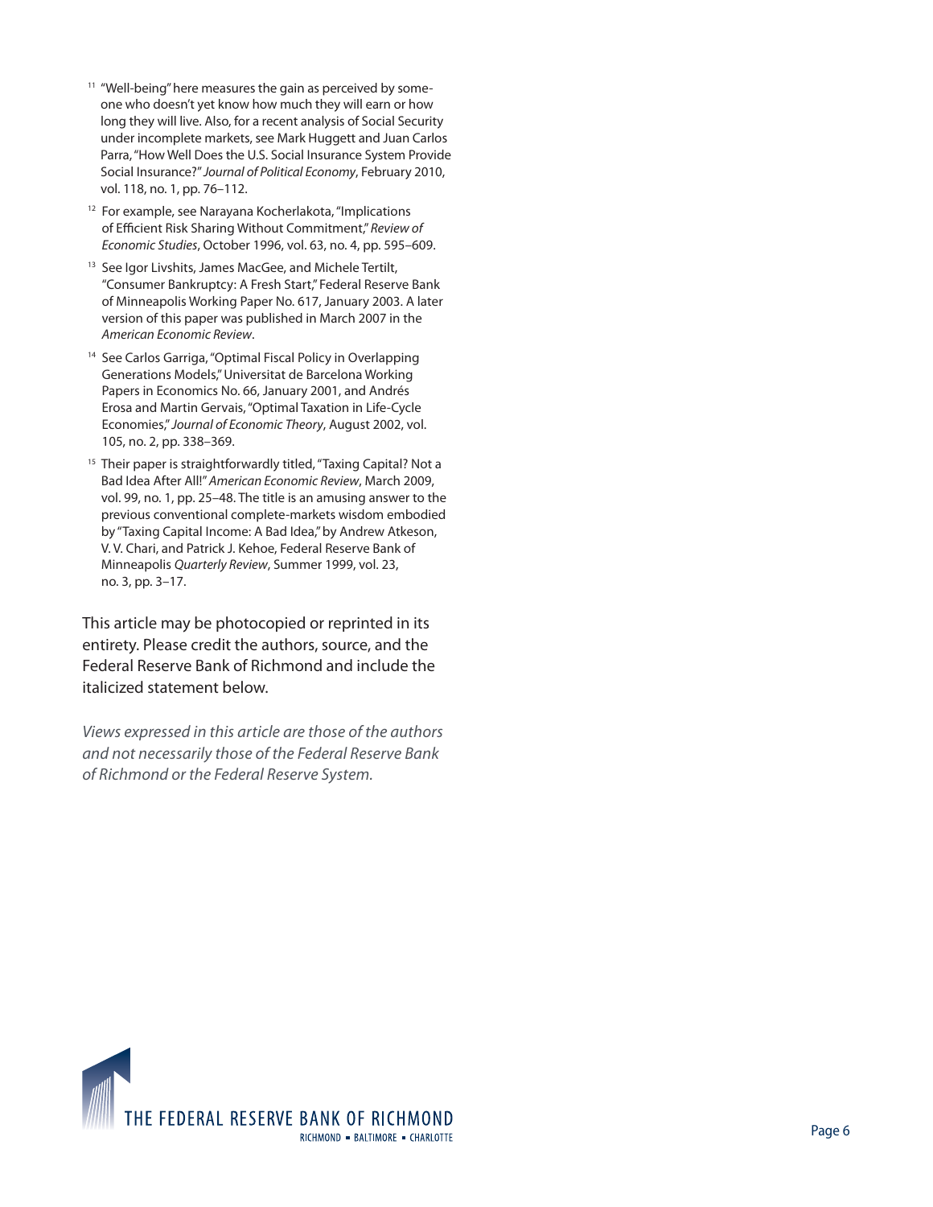[11] "Well-being" here measures the gain as perceived by someone who doesn't yet know how much they will earn or how long they will live. Also, for a recent analysis of Social Security under incomplete markets, see Mark Huggett and Juan Carlos Parra, "How Well Does the U.S. Social Insurance System Provide Social Insurance?" *Journal of Political Economy*, February 2010, vol. 118, no. 1, pp. 76–112.

[12] For example, see Narayana Kocherlakota, "Implications of Efficient Risk Sharing Without Commitment," *Review of Economic Studies*, October 1996, vol. 63, no. 4, pp. 595–609.

[13] See Igor Livshits, James MacGee, and Michele Tertilt, "Consumer Bankruptcy: A Fresh Start," Federal Reserve Bank of Minneapolis Working Paper No. 617, January 2003. A later version of this paper was published in March 2007 in the *American Economic Review*.

[14] See Carlos Garriga, "Optimal Fiscal Policy in Overlapping Generations Models," Universitat de Barcelona Working Papers in Economics No. 66, January 2001, and Andrés Erosa and Martin Gervais, "Optimal Taxation in Life-Cycle Economies," *Journal of Economic Theory*, August 2002, vol. 105, no. 2, pp. 338–369.

[15] Their paper is straightforwardly titled, "Taxing Capital? Not a Bad Idea After All!" *American Economic Review*, March 2009, vol. 99, no. 1, pp. 25–48. The title is an amusing answer to the previous conventional complete-markets wisdom embodied by "Taxing Capital Income: A Bad Idea," by Andrew Atkeson, V. V. Chari, and Patrick J. Kehoe, Federal Reserve Bank of Minneapolis *Quarterly Review*, Summer 1999, vol. 23, no. 3, pp. 3–17.

This article may be photocopied or reprinted in its entirety. Please credit the authors, source, and the Federal Reserve Bank of Richmond and include the italicized statement below.

*Views expressed in this article are those of the authors and not necessarily those of the Federal Reserve Bank of Richmond or the Federal Reserve System.*

THE FEDERAL RESERVE BANK OF RICHMOND

RICHMOND ▪ BALTIMORE ▪ CHARLOTTE